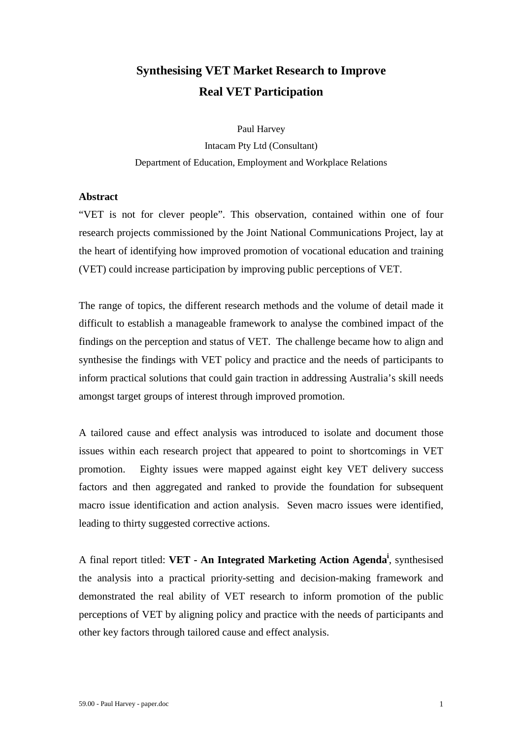# Synthesising VET Market Research to Improve Real VET Participation

Paul Harvey

Intacam Pty Ltd (Consultant)

Department of Education, Employment and Workplace Relations

## Abstract

"VET is not for clever people". This observation, contained within one of four research projects commissioned by the Joint National Communications Project, lay at the heart of identifying how improved promotion of vocational education and training (VET) could increase participation by improving public perceptions of VET.

The range of topics, the different research methods and the volume of detail made it difficult to establish a manageable framework to analyse the combined impact of the findings on the perception and status of VET. The challenge became how to align and synthesise the findings with VET policy and practice and the needs of participants to inform practical solutions that could gain traction in addressing Australia's skill needs amongst target groups of interest through improved promotion.

A tailored cause and effect analysis was introduced to isolate and document those issues within each research project that appeared to point to shortcomings in VET promotion. Eighty issues were mapped against eight key VET delivery success factors and then aggregated and ranked to provide the foundation for subsequent macro issue identification and action analysis. Seven macro issues were identified, leading to thirty suggested corrective actions.

A final report titled: **VET - An Integrated Marketing Action Agenda**[i], synthesised the analysis into a practical priority-setting and decision-making framework and demonstrated the real ability of VET research to inform promotion of the public perceptions of VET by aligning policy and practice with the needs of participants and other key factors through tailored cause and effect analysis.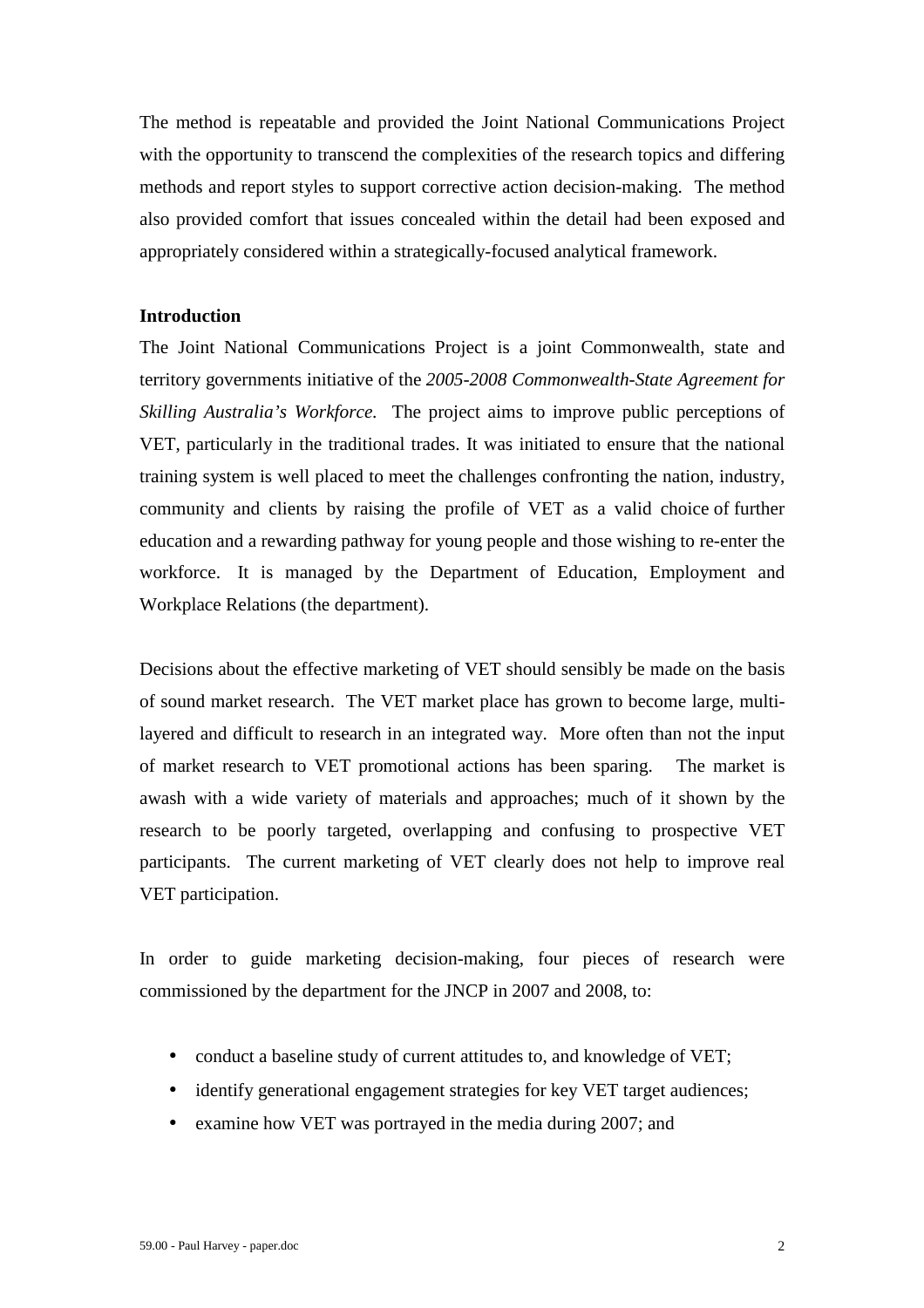The method is repeatable and provided the Joint National Communications Project with the opportunity to transcend the complexities of the research topics and differing methods and report styles to support corrective action decision-making. The method also provided comfort that issues concealed within the detail had been exposed and appropriately considered within a strategically-focused analytical framework.

**Introduction**

The Joint National Communications Project is a joint Commonwealth, state and territory governments initiative of the *2005-2008 Commonwealth-State Agreement for Skilling Australia's Workforce.* The project aims to improve public perceptions of VET, particularly in the traditional trades. It was initiated to ensure that the national training system is well placed to meet the challenges confronting the nation, industry, community and clients by raising the profile of VET as a valid choice of further education and a rewarding pathway for young people and those wishing to re-enter the workforce. It is managed by the Department of Education, Employment and Workplace Relations (the department).

Decisions about the effective marketing of VET should sensibly be made on the basis of sound market research. The VET market place has grown to become large, multi-layered and difficult to research in an integrated way. More often than not the input of market research to VET promotional actions has been sparing. The market is awash with a wide variety of materials and approaches; much of it shown by the research to be poorly targeted, overlapping and confusing to prospective VET participants. The current marketing of VET clearly does not help to improve real VET participation.

In order to guide marketing decision-making, four pieces of research were commissioned by the department for the JNCP in 2007 and 2008, to:

- conduct a baseline study of current attitudes to, and knowledge of VET;
- identify generational engagement strategies for key VET target audiences;
- examine how VET was portrayed in the media during 2007; and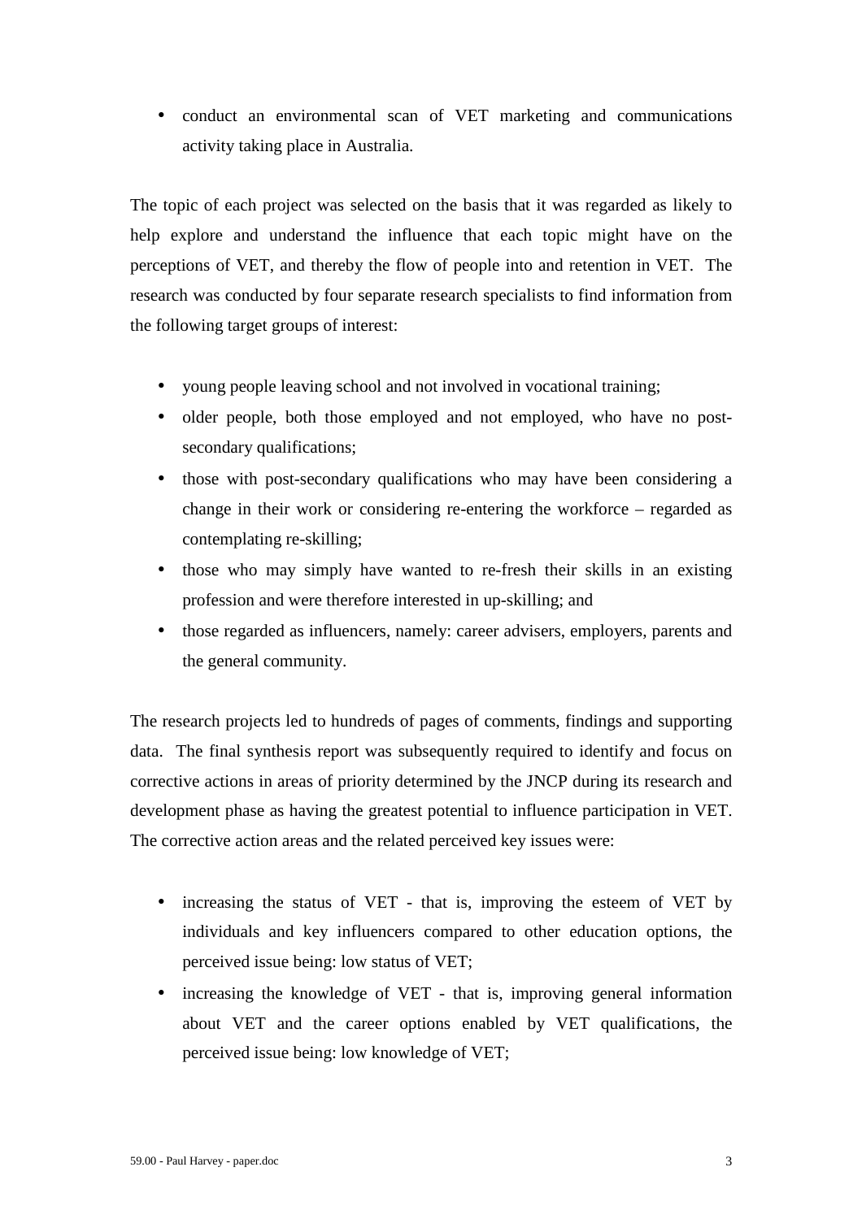- conduct an environmental scan of VET marketing and communications activity taking place in Australia.

The topic of each project was selected on the basis that it was regarded as likely to help explore and understand the influence that each topic might have on the perceptions of VET, and thereby the flow of people into and retention in VET. The research was conducted by four separate research specialists to find information from the following target groups of interest:

- young people leaving school and not involved in vocational training;
- older people, both those employed and not employed, who have no post-secondary qualifications;
- those with post-secondary qualifications who may have been considering a change in their work or considering re-entering the workforce – regarded as contemplating re-skilling;
- those who may simply have wanted to re-fresh their skills in an existing profession and were therefore interested in up-skilling; and
- those regarded as influencers, namely: career advisers, employers, parents and the general community.

The research projects led to hundreds of pages of comments, findings and supporting data. The final synthesis report was subsequently required to identify and focus on corrective actions in areas of priority determined by the JNCP during its research and development phase as having the greatest potential to influence participation in VET. The corrective action areas and the related perceived key issues were:

- increasing the status of VET - that is, improving the esteem of VET by individuals and key influencers compared to other education options, the perceived issue being: low status of VET;
- increasing the knowledge of VET - that is, improving general information about VET and the career options enabled by VET qualifications, the perceived issue being: low knowledge of VET;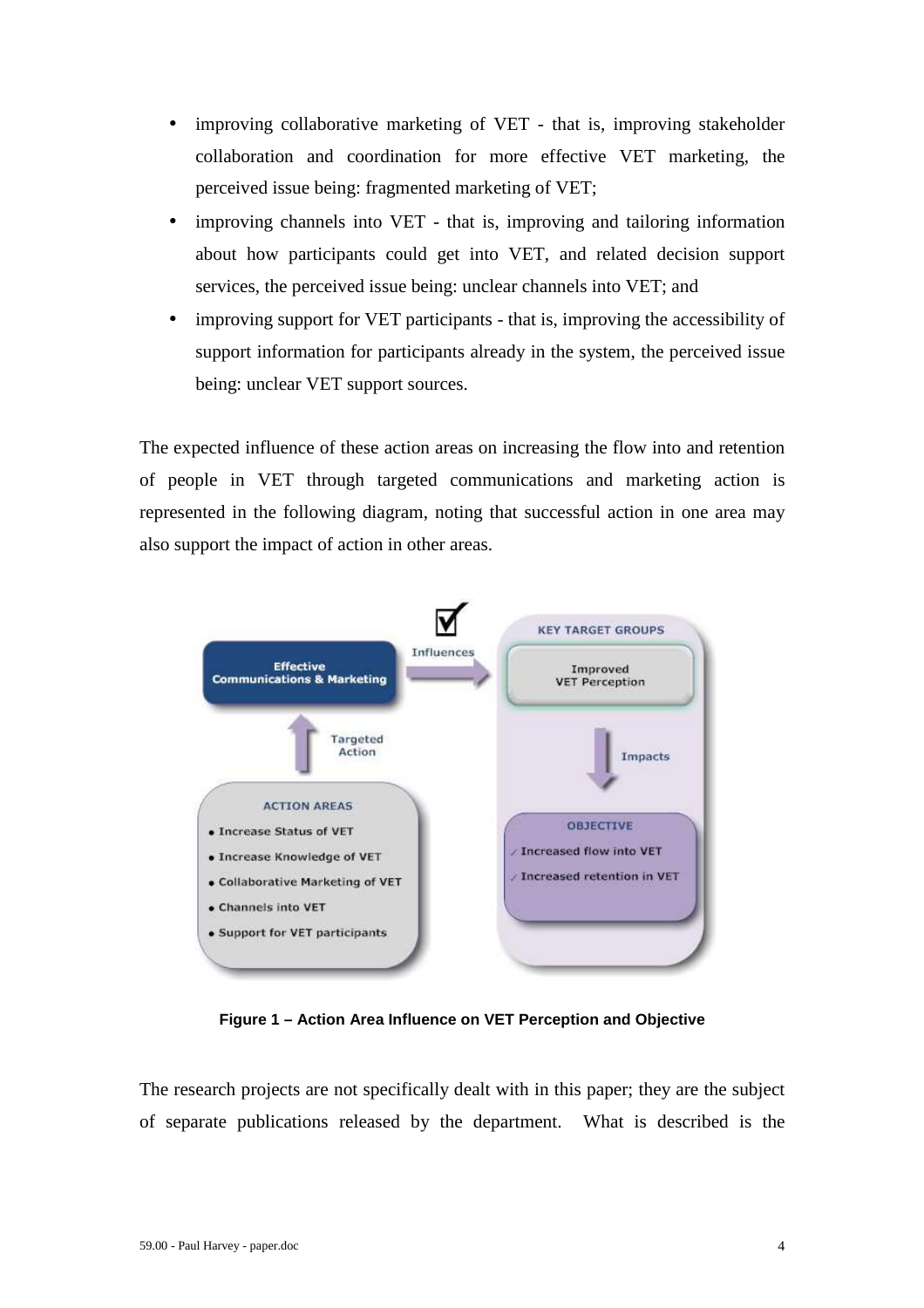- improving collaborative marketing of VET - that is, improving stakeholder collaboration and coordination for more effective VET marketing, the perceived issue being: fragmented marketing of VET;
- improving channels into VET - that is, improving and tailoring information about how participants could get into VET, and related decision support services, the perceived issue being: unclear channels into VET; and
- improving support for VET participants - that is, improving the accessibility of support information for participants already in the system, the perceived issue being: unclear VET support sources.

The expected influence of these action areas on increasing the flow into and retention of people in VET through targeted communications and marketing action is represented in the following diagram, noting that successful action in one area may also support the impact of action in other areas.

Effective Communications & Marketing

Influences

KEY TARGET GROUPS

Improved VET Perception

Targeted Action

Impacts

ACTION AREAS
- Increase Status of VET
- Increase Knowledge of VET
- Collaborative Marketing of VET
- Channels into VET
- Support for VET participants

OBJECTIVE
- ✓ Increased flow into VET
- ✓ Increased retention in VET

**Figure 1 – Action Area Influence on VET Perception and Objective**

The research projects are not specifically dealt with in this paper; they are the subject of separate publications released by the department. What is described is the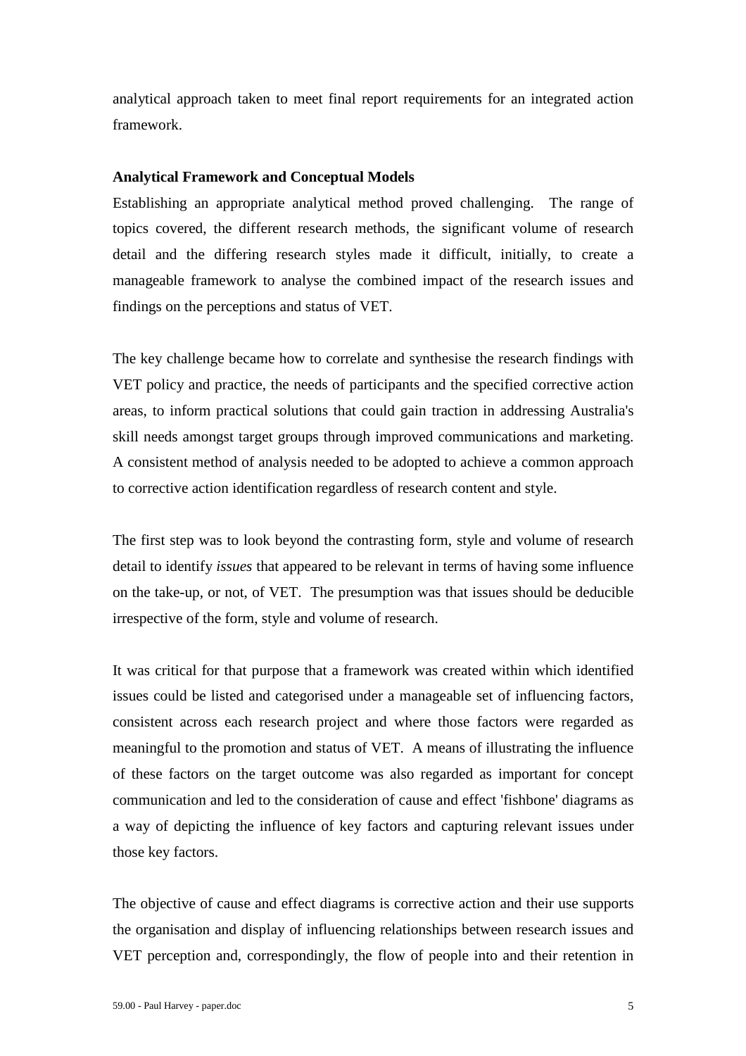analytical approach taken to meet final report requirements for an integrated action framework.

**Analytical Framework and Conceptual Models**

Establishing an appropriate analytical method proved challenging. The range of topics covered, the different research methods, the significant volume of research detail and the differing research styles made it difficult, initially, to create a manageable framework to analyse the combined impact of the research issues and findings on the perceptions and status of VET.

The key challenge became how to correlate and synthesise the research findings with VET policy and practice, the needs of participants and the specified corrective action areas, to inform practical solutions that could gain traction in addressing Australia's skill needs amongst target groups through improved communications and marketing. A consistent method of analysis needed to be adopted to achieve a common approach to corrective action identification regardless of research content and style.

The first step was to look beyond the contrasting form, style and volume of research detail to identify *issues* that appeared to be relevant in terms of having some influence on the take-up, or not, of VET. The presumption was that issues should be deducible irrespective of the form, style and volume of research.

It was critical for that purpose that a framework was created within which identified issues could be listed and categorised under a manageable set of influencing factors, consistent across each research project and where those factors were regarded as meaningful to the promotion and status of VET. A means of illustrating the influence of these factors on the target outcome was also regarded as important for concept communication and led to the consideration of cause and effect 'fishbone' diagrams as a way of depicting the influence of key factors and capturing relevant issues under those key factors.

The objective of cause and effect diagrams is corrective action and their use supports the organisation and display of influencing relationships between research issues and VET perception and, correspondingly, the flow of people into and their retention in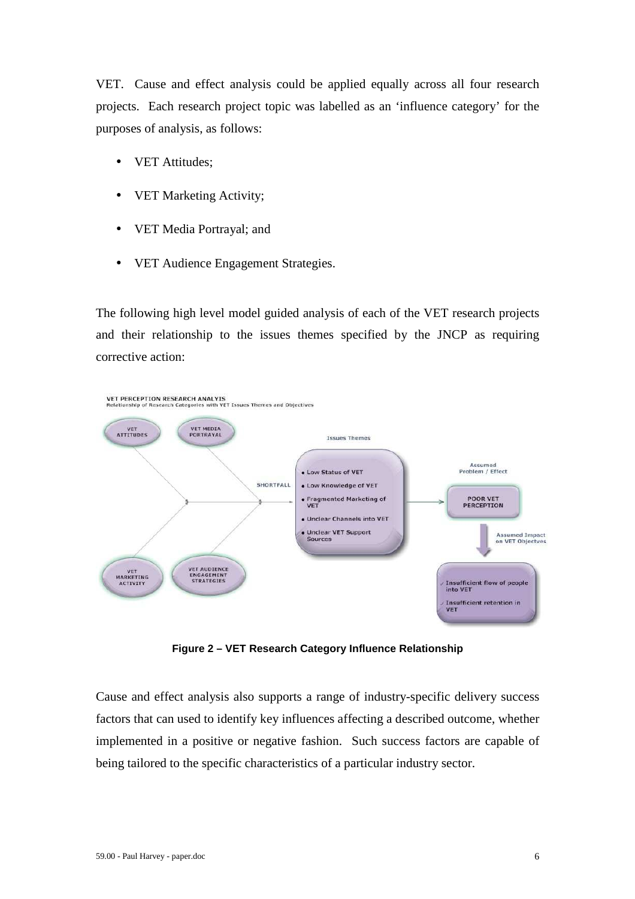VET. Cause and effect analysis could be applied equally across all four research projects. Each research project topic was labelled as an 'influence category' for the purposes of analysis, as follows:

- VET Attitudes;
- VET Marketing Activity;
- VET Media Portrayal; and
- VET Audience Engagement Strategies.

The following high level model guided analysis of each of the VET research projects and their relationship to the issues themes specified by the JNCP as requiring corrective action:

VET PERCEPTION RESEARCH ANALYIS
Relationship of Research Categories with VET Issues Themes and Objectives

VET ATTITUDES | VET MEDIA PORTRAYAL | VET MARKETING ACTIVITY | VET AUDIENCE ENGAGEMENT STRATEGIES

SHORTFALL

Issues Themes
- Low Status of VET
- Low Knowledge of VET
- Fragmented Marketing of VET
- Unclear Channels into VET
- Unclear VET Support Sources

Assumed Problem / Effect: POOR VET PERCEPTION

Assumed Impact on VET Objectives
- Insufficient flow of people into VET
- Insufficient retention in VET

**Figure 2 – VET Research Category Influence Relationship**

Cause and effect analysis also supports a range of industry-specific delivery success factors that can used to identify key influences affecting a described outcome, whether implemented in a positive or negative fashion. Such success factors are capable of being tailored to the specific characteristics of a particular industry sector.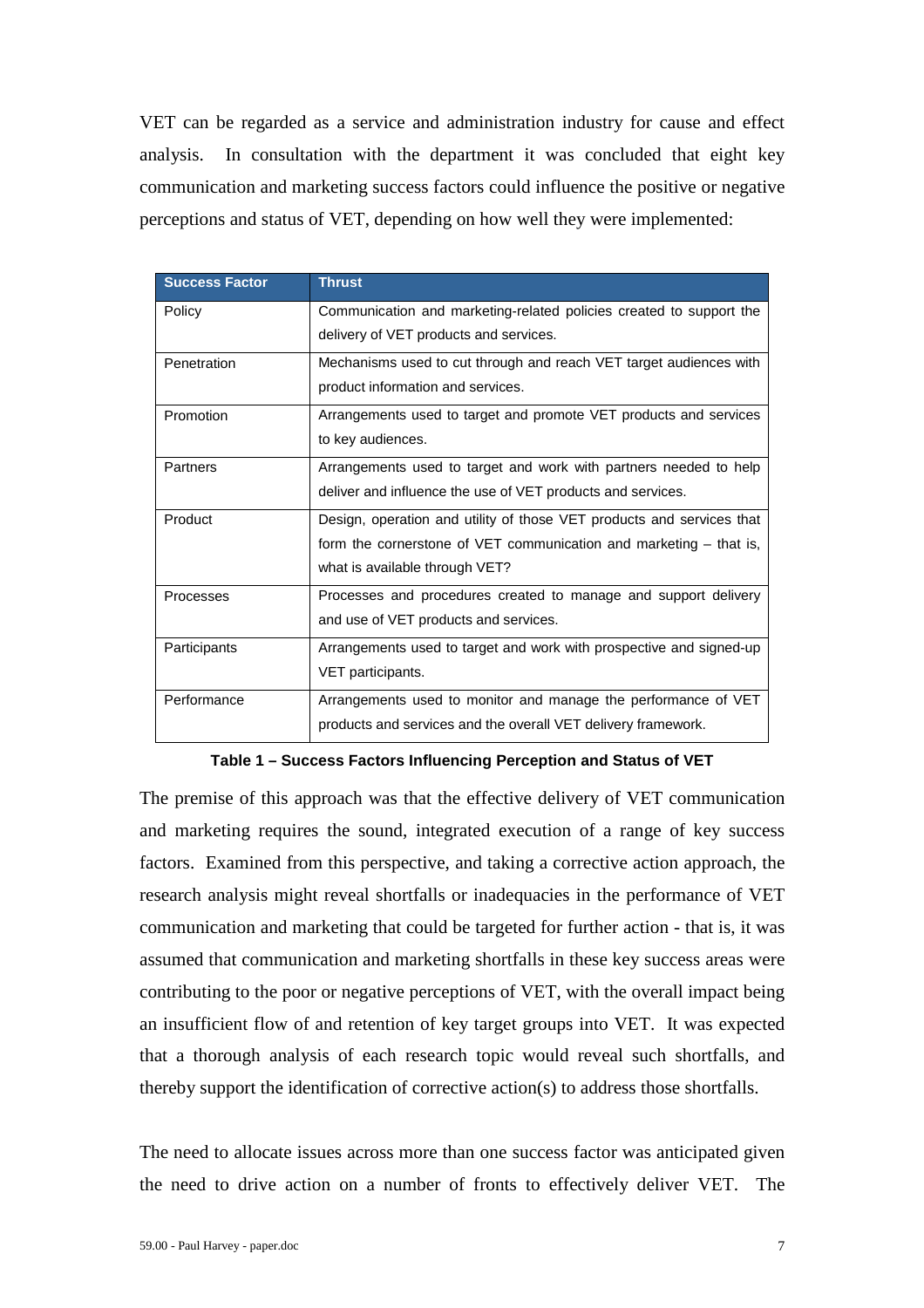VET can be regarded as a service and administration industry for cause and effect analysis. In consultation with the department it was concluded that eight key communication and marketing success factors could influence the positive or negative perceptions and status of VET, depending on how well they were implemented:

| Success Factor | Thrust |
|---|---|
| Policy | Communication and marketing-related policies created to support the delivery of VET products and services. |
| Penetration | Mechanisms used to cut through and reach VET target audiences with product information and services. |
| Promotion | Arrangements used to target and promote VET products and services to key audiences. |
| Partners | Arrangements used to target and work with partners needed to help deliver and influence the use of VET products and services. |
| Product | Design, operation and utility of those VET products and services that form the cornerstone of VET communication and marketing – that is, what is available through VET? |
| Processes | Processes and procedures created to manage and support delivery and use of VET products and services. |
| Participants | Arrangements used to target and work with prospective and signed-up VET participants. |
| Performance | Arrangements used to monitor and manage the performance of VET products and services and the overall VET delivery framework. |

**Table 1 – Success Factors Influencing Perception and Status of VET**

The premise of this approach was that the effective delivery of VET communication and marketing requires the sound, integrated execution of a range of key success factors. Examined from this perspective, and taking a corrective action approach, the research analysis might reveal shortfalls or inadequacies in the performance of VET communication and marketing that could be targeted for further action - that is, it was assumed that communication and marketing shortfalls in these key success areas were contributing to the poor or negative perceptions of VET, with the overall impact being an insufficient flow of and retention of key target groups into VET. It was expected that a thorough analysis of each research topic would reveal such shortfalls, and thereby support the identification of corrective action(s) to address those shortfalls.

The need to allocate issues across more than one success factor was anticipated given the need to drive action on a number of fronts to effectively deliver VET. The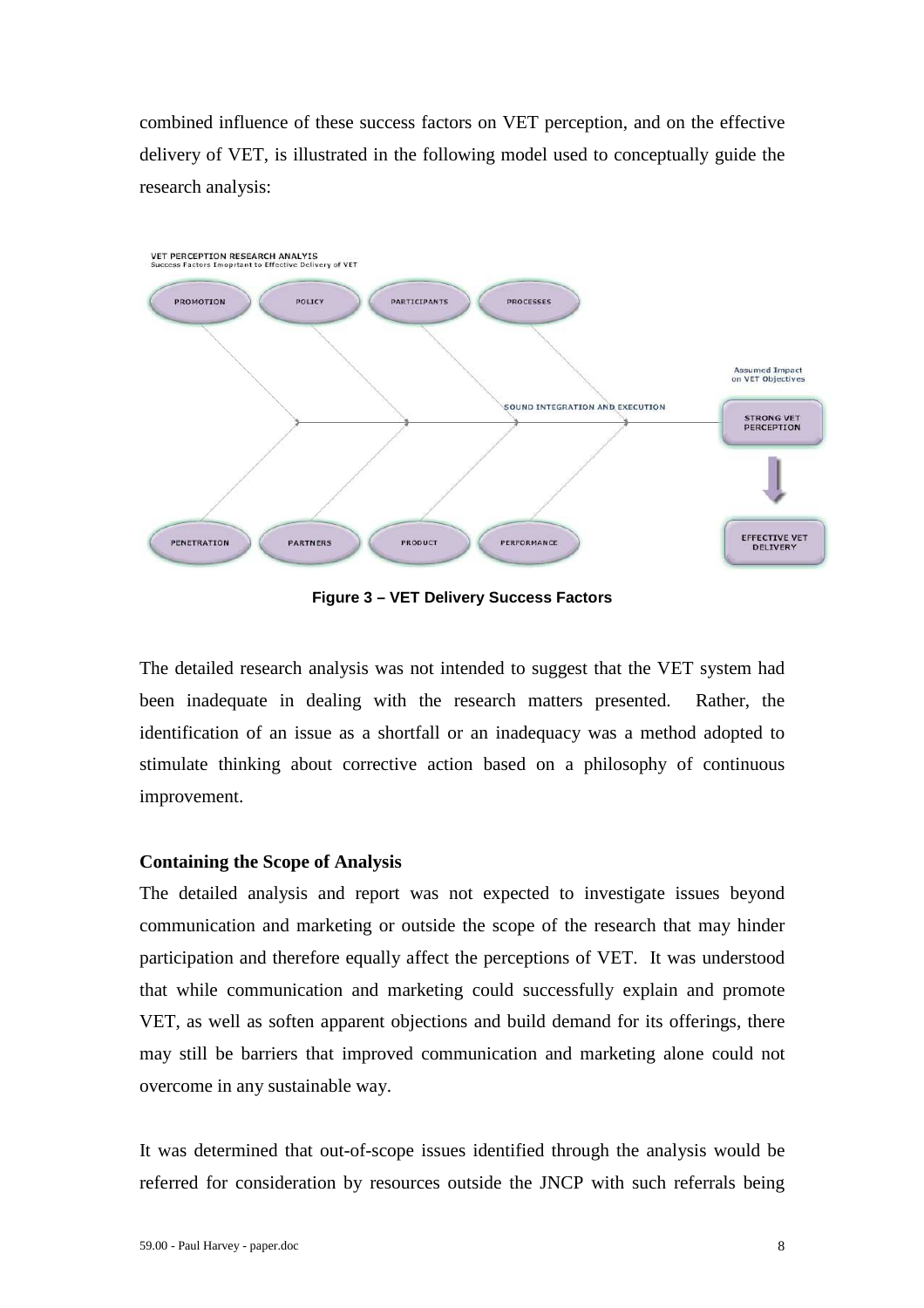combined influence of these success factors on VET perception, and on the effective delivery of VET, is illustrated in the following model used to conceptually guide the research analysis:

**Figure 3 – VET Delivery Success Factors**

The detailed research analysis was not intended to suggest that the VET system had been inadequate in dealing with the research matters presented. Rather, the identification of an issue as a shortfall or an inadequacy was a method adopted to stimulate thinking about corrective action based on a philosophy of continuous improvement.

**Containing the Scope of Analysis**

The detailed analysis and report was not expected to investigate issues beyond communication and marketing or outside the scope of the research that may hinder participation and therefore equally affect the perceptions of VET. It was understood that while communication and marketing could successfully explain and promote VET, as well as soften apparent objections and build demand for its offerings, there may still be barriers that improved communication and marketing alone could not overcome in any sustainable way.

It was determined that out-of-scope issues identified through the analysis would be referred for consideration by resources outside the JNCP with such referrals being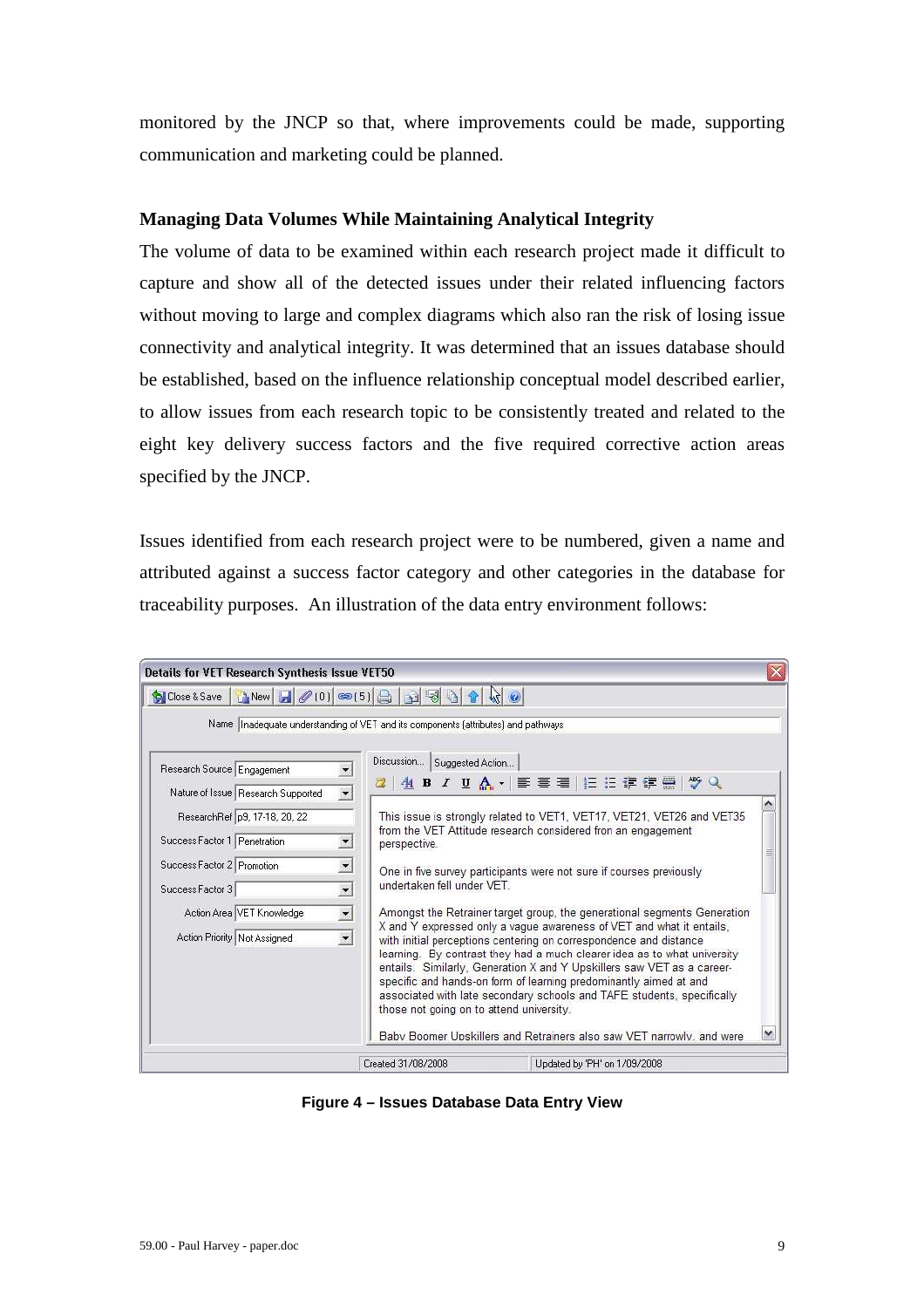monitored by the JNCP so that, where improvements could be made, supporting communication and marketing could be planned.

**Managing Data Volumes While Maintaining Analytical Integrity**

The volume of data to be examined within each research project made it difficult to capture and show all of the detected issues under their related influencing factors without moving to large and complex diagrams which also ran the risk of losing issue connectivity and analytical integrity. It was determined that an issues database should be established, based on the influence relationship conceptual model described earlier, to allow issues from each research topic to be consistently treated and related to the eight key delivery success factors and the five required corrective action areas specified by the JNCP.

Issues identified from each research project were to be numbered, given a name and attributed against a success factor category and other categories in the database for traceability purposes. An illustration of the data entry environment follows:

**Figure 4 – Issues Database Data Entry View**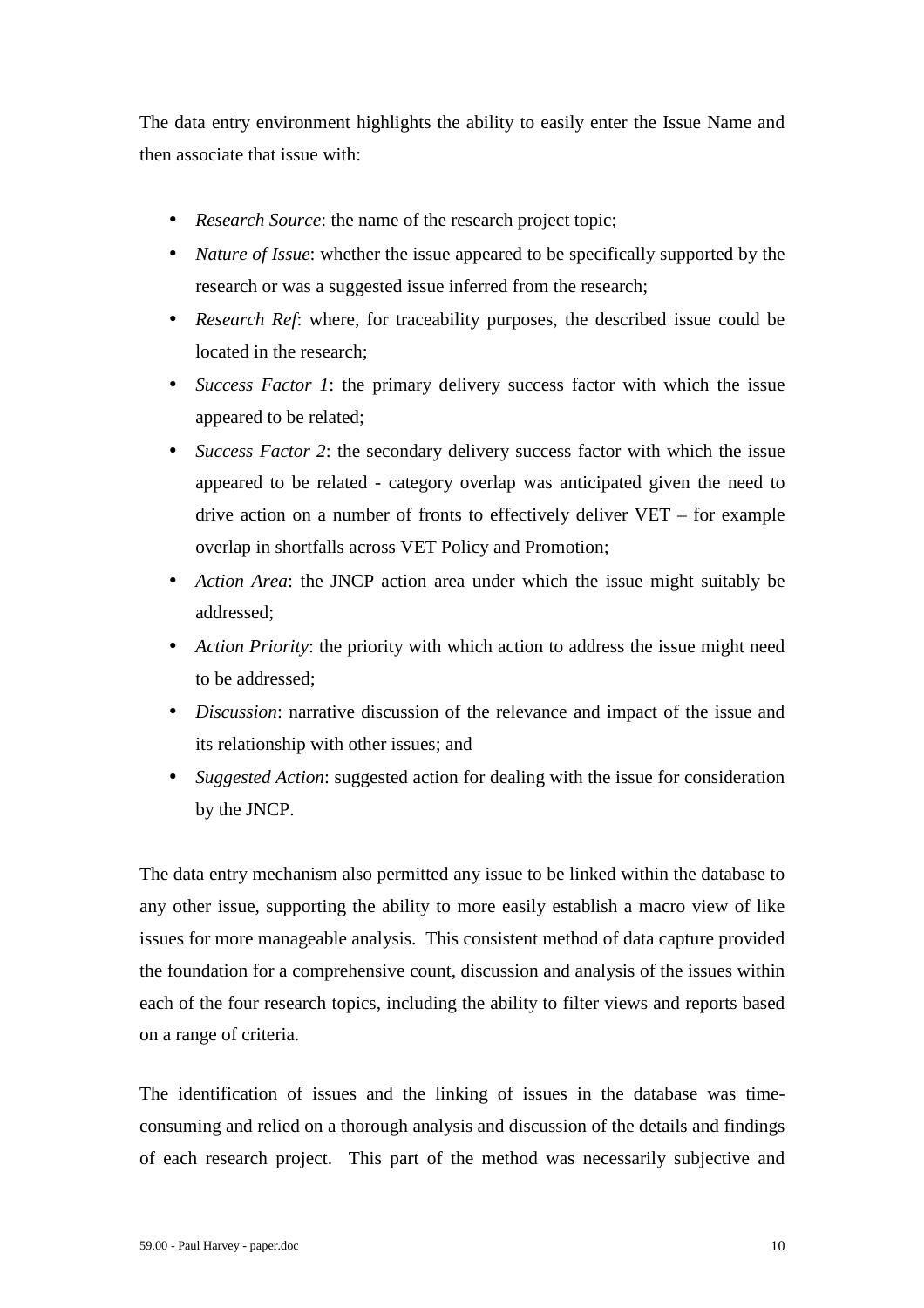The data entry environment highlights the ability to easily enter the Issue Name and then associate that issue with:

- *Research Source*: the name of the research project topic;
- *Nature of Issue*: whether the issue appeared to be specifically supported by the research or was a suggested issue inferred from the research;
- *Research Ref*: where, for traceability purposes, the described issue could be located in the research;
- *Success Factor 1*: the primary delivery success factor with which the issue appeared to be related;
- *Success Factor 2*: the secondary delivery success factor with which the issue appeared to be related - category overlap was anticipated given the need to drive action on a number of fronts to effectively deliver VET – for example overlap in shortfalls across VET Policy and Promotion;
- *Action Area*: the JNCP action area under which the issue might suitably be addressed;
- *Action Priority*: the priority with which action to address the issue might need to be addressed;
- *Discussion*: narrative discussion of the relevance and impact of the issue and its relationship with other issues; and
- *Suggested Action*: suggested action for dealing with the issue for consideration by the JNCP.

The data entry mechanism also permitted any issue to be linked within the database to any other issue, supporting the ability to more easily establish a macro view of like issues for more manageable analysis. This consistent method of data capture provided the foundation for a comprehensive count, discussion and analysis of the issues within each of the four research topics, including the ability to filter views and reports based on a range of criteria.

The identification of issues and the linking of issues in the database was time-consuming and relied on a thorough analysis and discussion of the details and findings of each research project. This part of the method was necessarily subjective and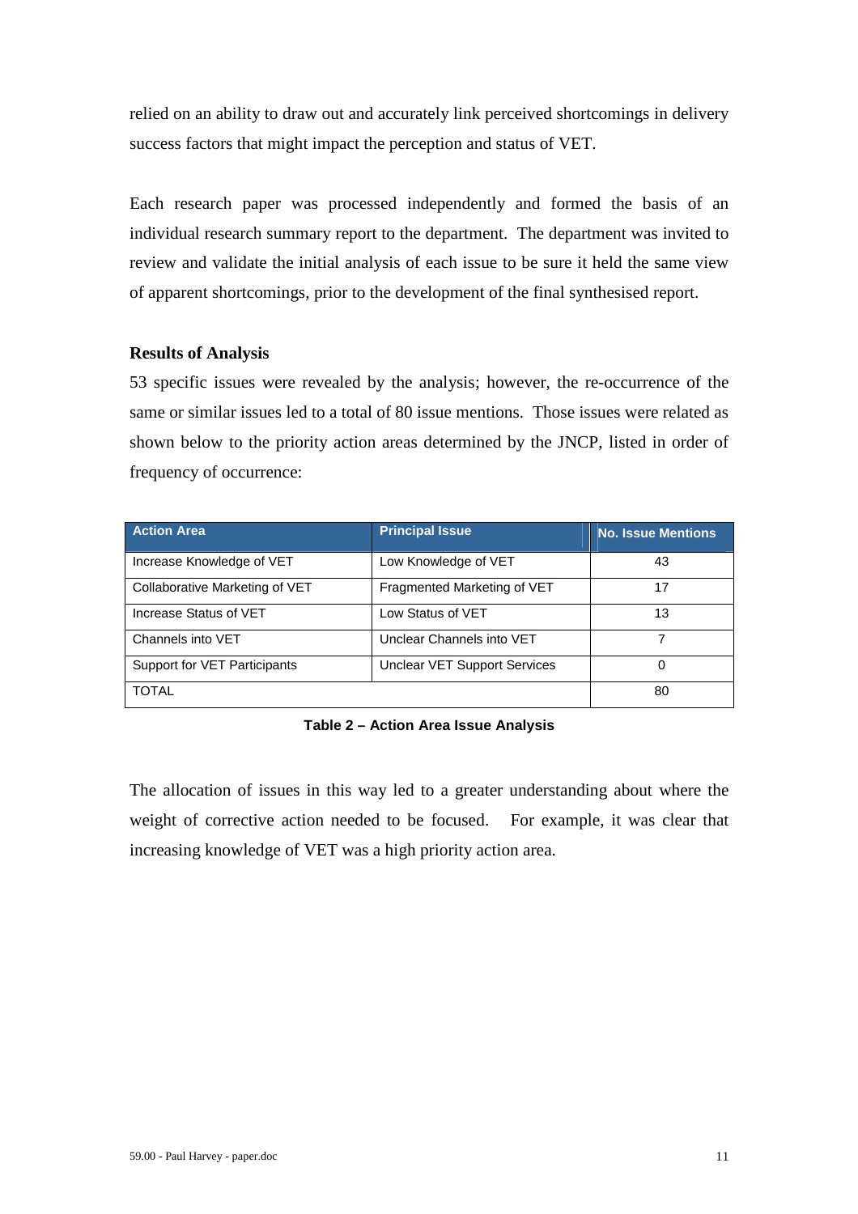relied on an ability to draw out and accurately link perceived shortcomings in delivery success factors that might impact the perception and status of VET.

Each research paper was processed independently and formed the basis of an individual research summary report to the department. The department was invited to review and validate the initial analysis of each issue to be sure it held the same view of apparent shortcomings, prior to the development of the final synthesised report.

**Results of Analysis**

53 specific issues were revealed by the analysis; however, the re-occurrence of the same or similar issues led to a total of 80 issue mentions. Those issues were related as shown below to the priority action areas determined by the JNCP, listed in order of frequency of occurrence:

| Action Area | Principal Issue | No. Issue Mentions |
|---|---|---|
| Increase Knowledge of VET | Low Knowledge of VET | 43 |
| Collaborative Marketing of VET | Fragmented Marketing of VET | 17 |
| Increase Status of VET | Low Status of VET | 13 |
| Channels into VET | Unclear Channels into VET | 7 |
| Support for VET Participants | Unclear VET Support Services | 0 |
| TOTAL | | 80 |

**Table 2 – Action Area Issue Analysis**

The allocation of issues in this way led to a greater understanding about where the weight of corrective action needed to be focused. For example, it was clear that increasing knowledge of VET was a high priority action area.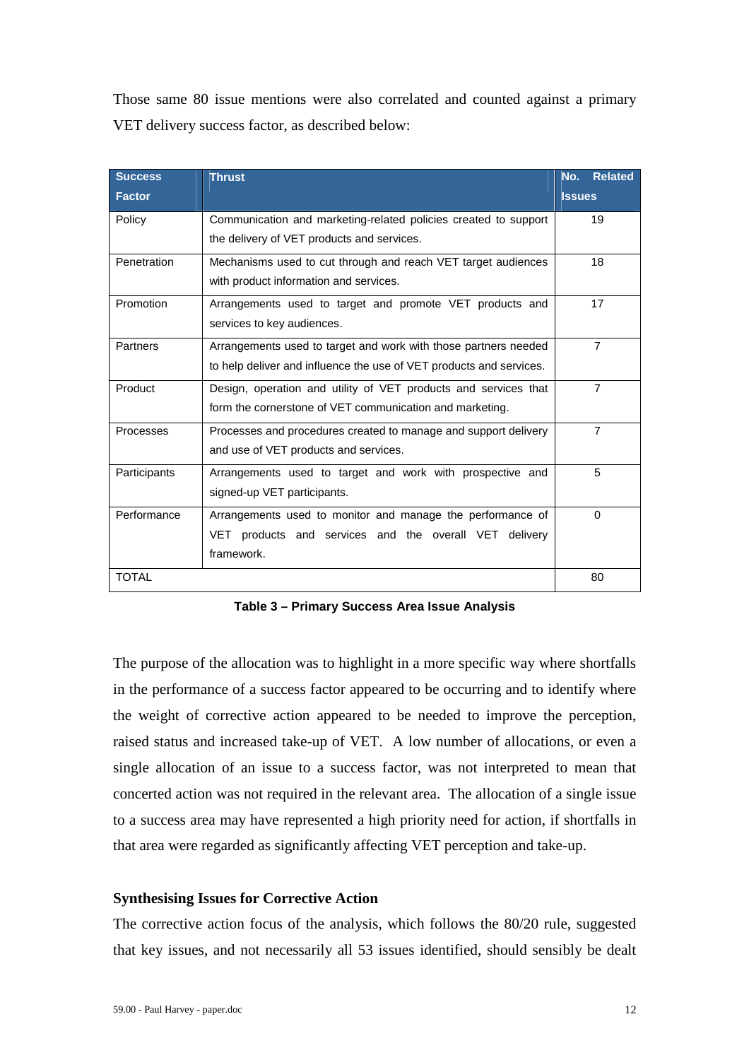Those same 80 issue mentions were also correlated and counted against a primary VET delivery success factor, as described below:

| Success Factor | Thrust | No. Related Issues |
|---|---|---|
| Policy | Communication and marketing-related policies created to support the delivery of VET products and services. | 19 |
| Penetration | Mechanisms used to cut through and reach VET target audiences with product information and services. | 18 |
| Promotion | Arrangements used to target and promote VET products and services to key audiences. | 17 |
| Partners | Arrangements used to target and work with those partners needed to help deliver and influence the use of VET products and services. | 7 |
| Product | Design, operation and utility of VET products and services that form the cornerstone of VET communication and marketing. | 7 |
| Processes | Processes and procedures created to manage and support delivery and use of VET products and services. | 7 |
| Participants | Arrangements used to target and work with prospective and signed-up VET participants. | 5 |
| Performance | Arrangements used to monitor and manage the performance of VET products and services and the overall VET delivery framework. | 0 |
| TOTAL | | 80 |

**Table 3 – Primary Success Area Issue Analysis**

The purpose of the allocation was to highlight in a more specific way where shortfalls in the performance of a success factor appeared to be occurring and to identify where the weight of corrective action appeared to be needed to improve the perception, raised status and increased take-up of VET. A low number of allocations, or even a single allocation of an issue to a success factor, was not interpreted to mean that concerted action was not required in the relevant area. The allocation of a single issue to a success area may have represented a high priority need for action, if shortfalls in that area were regarded as significantly affecting VET perception and take-up.

### Synthesising Issues for Corrective Action

The corrective action focus of the analysis, which follows the 80/20 rule, suggested that key issues, and not necessarily all 53 issues identified, should sensibly be dealt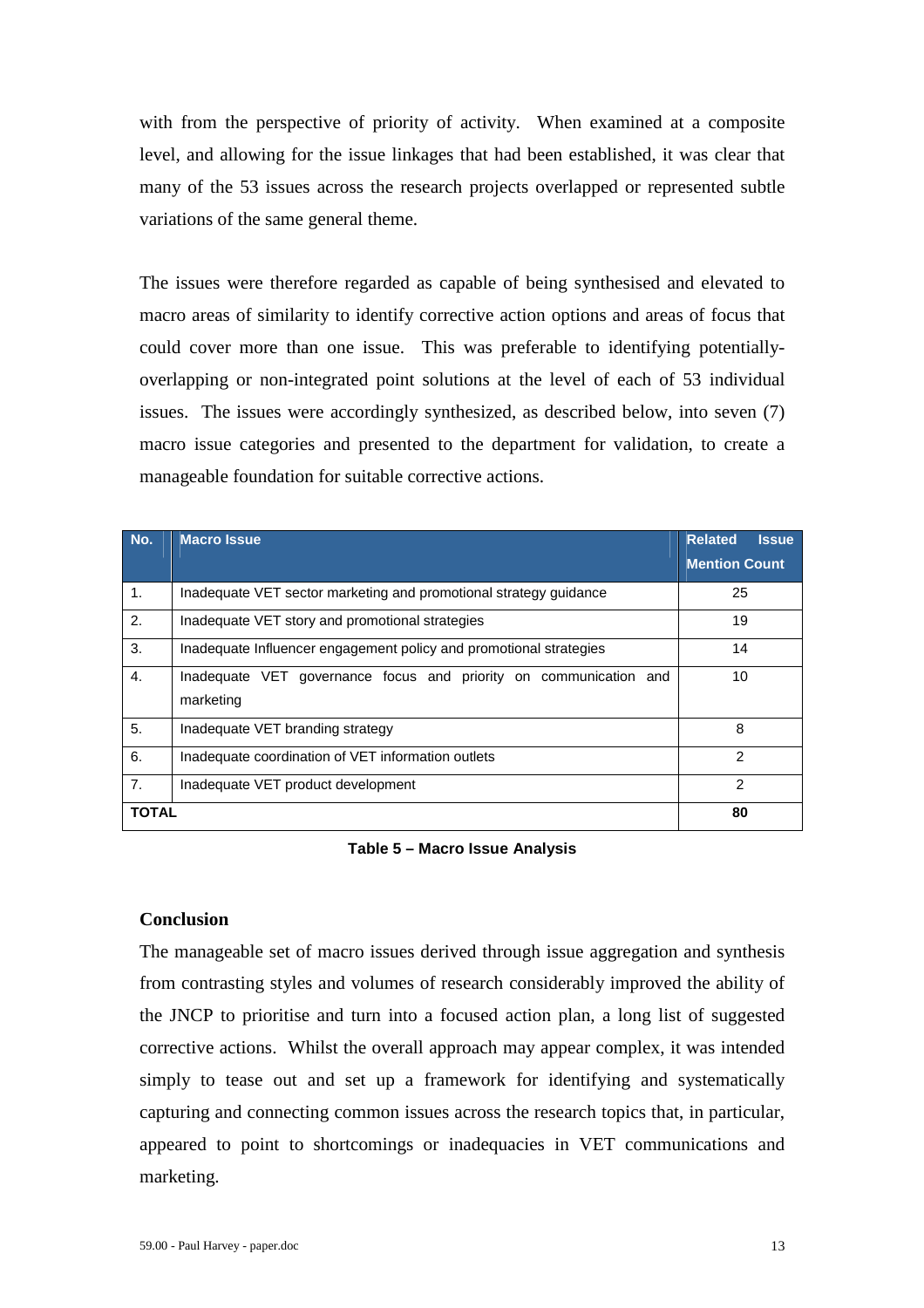with from the perspective of priority of activity. When examined at a composite level, and allowing for the issue linkages that had been established, it was clear that many of the 53 issues across the research projects overlapped or represented subtle variations of the same general theme.

The issues were therefore regarded as capable of being synthesised and elevated to macro areas of similarity to identify corrective action options and areas of focus that could cover more than one issue. This was preferable to identifying potentially-overlapping or non-integrated point solutions at the level of each of 53 individual issues. The issues were accordingly synthesized, as described below, into seven (7) macro issue categories and presented to the department for validation, to create a manageable foundation for suitable corrective actions.

| No. | Macro Issue | Related Issue Mention Count |
|---|---|---|
| 1. | Inadequate VET sector marketing and promotional strategy guidance | 25 |
| 2. | Inadequate VET story and promotional strategies | 19 |
| 3. | Inadequate Influencer engagement policy and promotional strategies | 14 |
| 4. | Inadequate VET governance focus and priority on communication and marketing | 10 |
| 5. | Inadequate VET branding strategy | 8 |
| 6. | Inadequate coordination of VET information outlets | 2 |
| 7. | Inadequate VET product development | 2 |
| **TOTAL** | | **80** |

**Table 5 – Macro Issue Analysis**

## Conclusion

The manageable set of macro issues derived through issue aggregation and synthesis from contrasting styles and volumes of research considerably improved the ability of the JNCP to prioritise and turn into a focused action plan, a long list of suggested corrective actions. Whilst the overall approach may appear complex, it was intended simply to tease out and set up a framework for identifying and systematically capturing and connecting common issues across the research topics that, in particular, appeared to point to shortcomings or inadequacies in VET communications and marketing.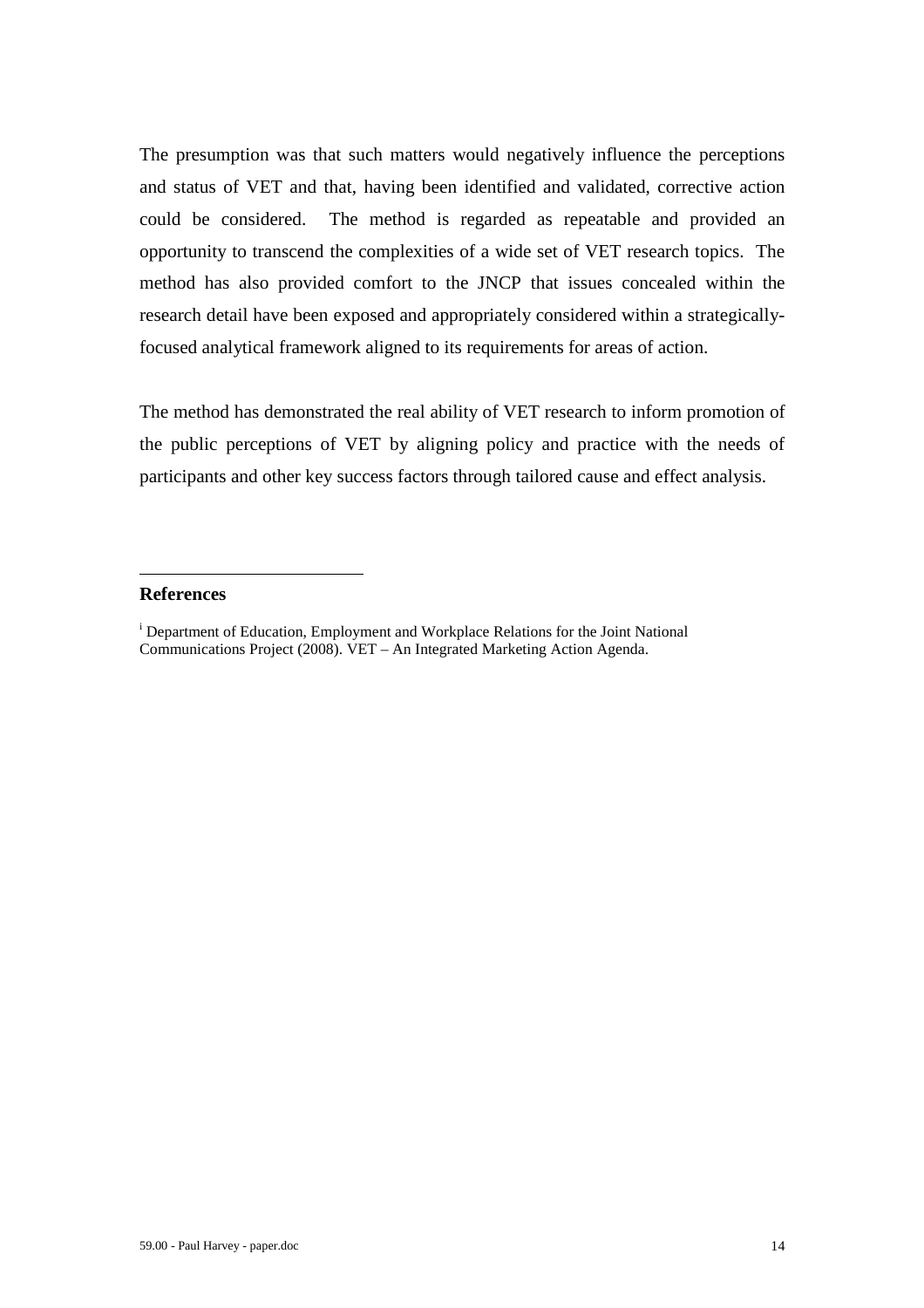The presumption was that such matters would negatively influence the perceptions and status of VET and that, having been identified and validated, corrective action could be considered. The method is regarded as repeatable and provided an opportunity to transcend the complexities of a wide set of VET research topics. The method has also provided comfort to the JNCP that issues concealed within the research detail have been exposed and appropriately considered within a strategically-focused analytical framework aligned to its requirements for areas of action.

The method has demonstrated the real ability of VET research to inform promotion of the public perceptions of VET by aligning policy and practice with the needs of participants and other key success factors through tailored cause and effect analysis.

---

**References**

[i] Department of Education, Employment and Workplace Relations for the Joint National Communications Project (2008). VET – An Integrated Marketing Action Agenda.